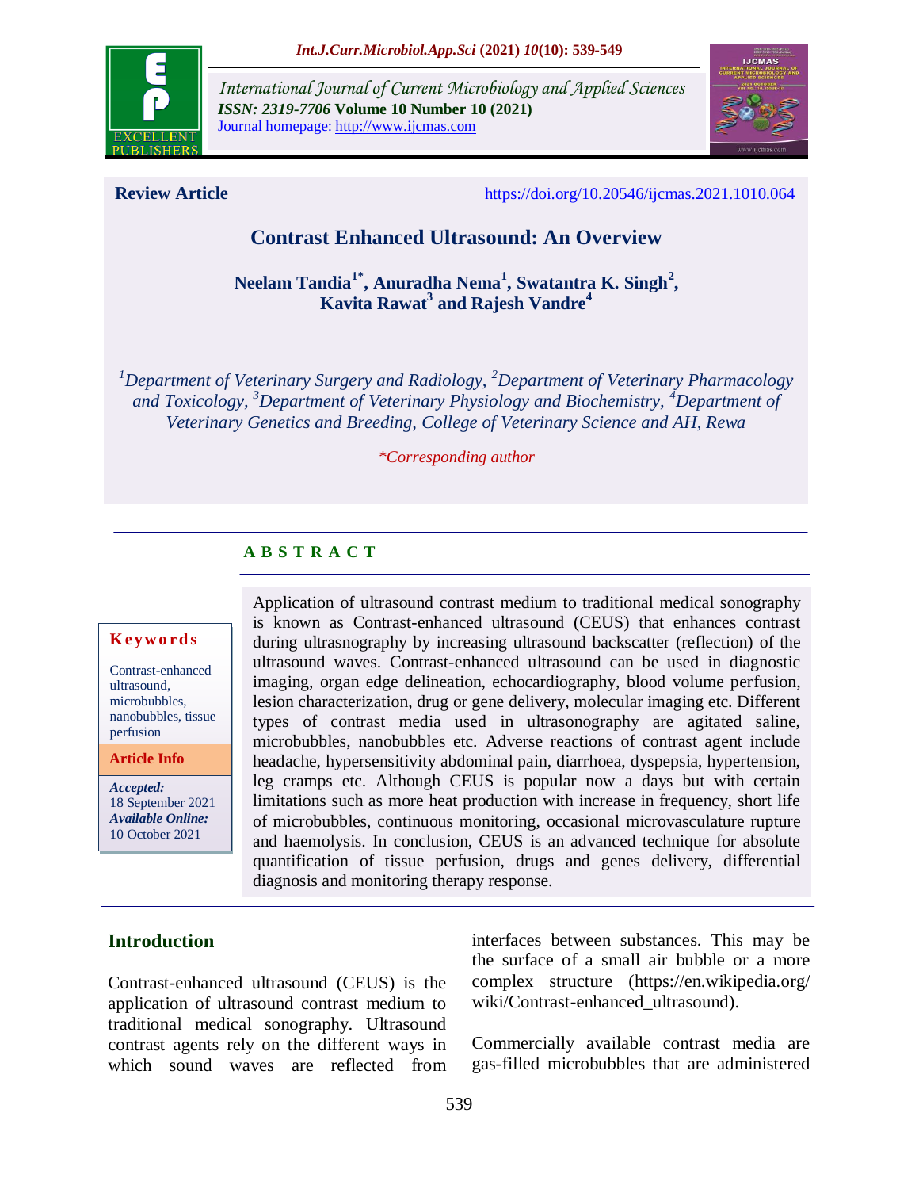International Journal of Current Microbiology and Applied Sciences
ISSN: 2319-7706 Volume 10 Number 10 (2021)
Journal homepage: http://www.ijcmas.com

**Review Article** https://doi.org/10.20546/ijcmas.2021.1010.064

# Contrast Enhanced Ultrasound: An Overview

**Neelam Tandia[1*], Anuradha Nema[1], Swatantra K. Singh[2], Kavita Rawat[3] and Rajesh Vandre[4]**

*[1]Department of Veterinary Surgery and Radiology, [2]Department of Veterinary Pharmacology and Toxicology, [3]Department of Veterinary Physiology and Biochemistry, [4]Department of Veterinary Genetics and Breeding, College of Veterinary Science and AH, Rewa*

*\*Corresponding author*

## A B S T R A C T

**Keywords**

Contrast-enhanced ultrasound, microbubbles, nanobubbles, tissue perfusion

**Article Info**

***Accepted:*** 18 September 2021
***Available Online:*** 10 October 2021

Application of ultrasound contrast medium to traditional medical sonography is known as Contrast-enhanced ultrasound (CEUS) that enhances contrast during ultrasnography by increasing ultrasound backscatter (reflection) of the ultrasound waves. Contrast-enhanced ultrasound can be used in diagnostic imaging, organ edge delineation, echocardiography, blood volume perfusion, lesion characterization, drug or gene delivery, molecular imaging etc. Different types of contrast media used in ultrasonography are agitated saline, microbubbles, nanobubbles etc. Adverse reactions of contrast agent include headache, hypersensitivity abdominal pain, diarrhoea, dyspepsia, hypertension, leg cramps etc. Although CEUS is popular now a days but with certain limitations such as more heat production with increase in frequency, short life of microbubbles, continuous monitoring, occasional microvasculature rupture and haemolysis. In conclusion, CEUS is an advanced technique for absolute quantification of tissue perfusion, drugs and genes delivery, differential diagnosis and monitoring therapy response.

## Introduction

Contrast-enhanced ultrasound (CEUS) is the application of ultrasound contrast medium to traditional medical sonography. Ultrasound contrast agents rely on the different ways in which sound waves are reflected from interfaces between substances. This may be the surface of a small air bubble or a more complex structure (https://en.wikipedia.org/wiki/Contrast-enhanced_ultrasound).

Commercially available contrast media are gas-filled microbubbles that are administered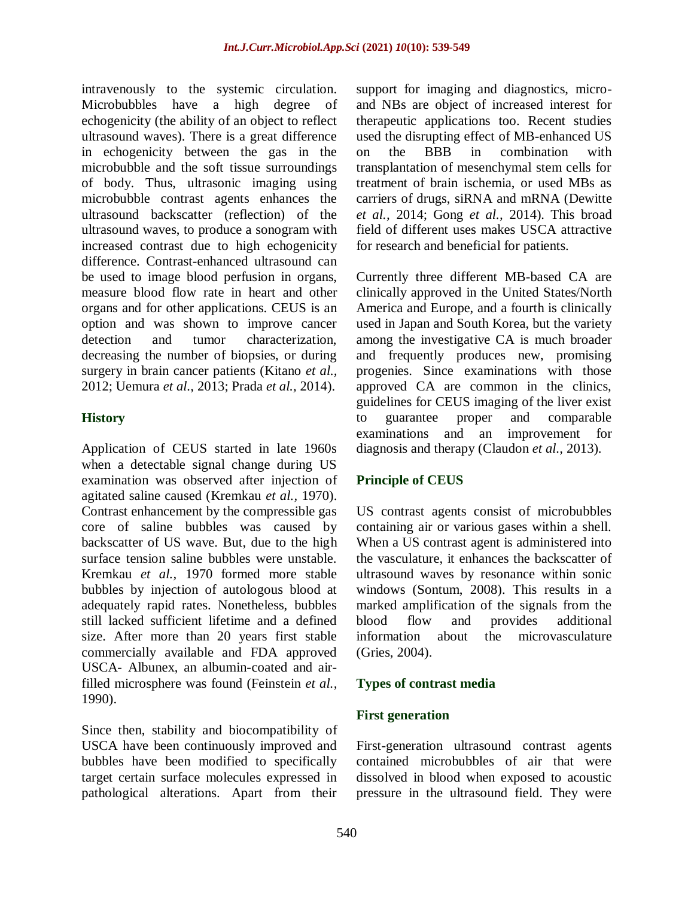intravenously to the systemic circulation. Microbubbles have a high degree of echogenicity (the ability of an object to reflect ultrasound waves). There is a great difference in echogenicity between the gas in the microbubble and the soft tissue surroundings of body. Thus, ultrasonic imaging using microbubble contrast agents enhances the ultrasound backscatter (reflection) of the ultrasound waves, to produce a sonogram with increased contrast due to high echogenicity difference. Contrast-enhanced ultrasound can be used to image blood perfusion in organs, measure blood flow rate in heart and other organs and for other applications. CEUS is an option and was shown to improve cancer detection and tumor characterization, decreasing the number of biopsies, or during surgery in brain cancer patients (Kitano *et al.,* 2012; Uemura *et al.,* 2013; Prada *et al.,* 2014).

## History

Application of CEUS started in late 1960s when a detectable signal change during US examination was observed after injection of agitated saline caused (Kremkau *et al.,* 1970). Contrast enhancement by the compressible gas core of saline bubbles was caused by backscatter of US wave. But, due to the high surface tension saline bubbles were unstable. Kremkau *et al.,* 1970 formed more stable bubbles by injection of autologous blood at adequately rapid rates. Nonetheless, bubbles still lacked sufficient lifetime and a defined size. After more than 20 years first stable commercially available and FDA approved USCA- Albunex, an albumin-coated and air-filled microsphere was found (Feinstein *et al.,* 1990).

Since then, stability and biocompatibility of USCA have been continuously improved and bubbles have been modified to specifically target certain surface molecules expressed in pathological alterations. Apart from their support for imaging and diagnostics, micro- and NBs are object of increased interest for therapeutic applications too. Recent studies used the disrupting effect of MB-enhanced US on the BBB in combination with transplantation of mesenchymal stem cells for treatment of brain ischemia, or used MBs as carriers of drugs, siRNA and mRNA (Dewitte *et al.,* 2014; Gong *et al.,* 2014). This broad field of different uses makes USCA attractive for research and beneficial for patients.

Currently three different MB-based CA are clinically approved in the United States/North America and Europe, and a fourth is clinically used in Japan and South Korea, but the variety among the investigative CA is much broader and frequently produces new, promising progenies. Since examinations with those approved CA are common in the clinics, guidelines for CEUS imaging of the liver exist to guarantee proper and comparable examinations and an improvement for diagnosis and therapy (Claudon *et al.,* 2013).

## Principle of CEUS

US contrast agents consist of microbubbles containing air or various gases within a shell. When a US contrast agent is administered into the vasculature, it enhances the backscatter of ultrasound waves by resonance within sonic windows (Sontum, 2008). This results in a marked amplification of the signals from the blood flow and provides additional information about the microvasculature (Gries, 2004).

## Types of contrast media

### First generation

First-generation ultrasound contrast agents contained microbubbles of air that were dissolved in blood when exposed to acoustic pressure in the ultrasound field. They were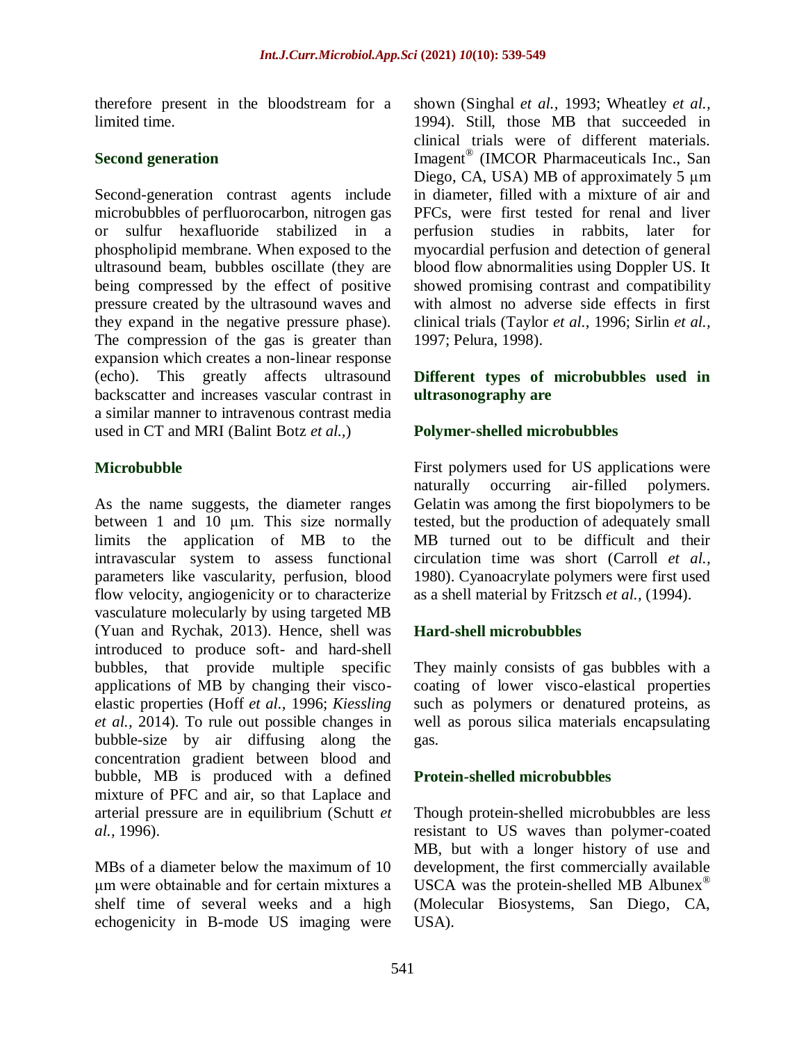therefore present in the bloodstream for a limited time.

## Second generation

Second-generation contrast agents include microbubbles of perfluorocarbon, nitrogen gas or sulfur hexafluoride stabilized in a phospholipid membrane. When exposed to the ultrasound beam, bubbles oscillate (they are being compressed by the effect of positive pressure created by the ultrasound waves and they expand in the negative pressure phase). The compression of the gas is greater than expansion which creates a non-linear response (echo). This greatly affects ultrasound backscatter and increases vascular contrast in a similar manner to intravenous contrast media used in CT and MRI (Balint Botz *et al.,*)

## Microbubble

As the name suggests, the diameter ranges between 1 and 10 µm. This size normally limits the application of MB to the intravascular system to assess functional parameters like vascularity, perfusion, blood flow velocity, angiogenicity or to characterize vasculature molecularly by using targeted MB (Yuan and Rychak, 2013). Hence, shell was introduced to produce soft- and hard-shell bubbles, that provide multiple specific applications of MB by changing their visco-elastic properties (Hoff *et al.,* 1996; *Kiessling et al.,* 2014). To rule out possible changes in bubble-size by air diffusing along the concentration gradient between blood and bubble, MB is produced with a defined mixture of PFC and air, so that Laplace and arterial pressure are in equilibrium (Schutt *et al.,* 1996).

MBs of a diameter below the maximum of 10 µm were obtainable and for certain mixtures a shelf time of several weeks and a high echogenicity in B-mode US imaging were shown (Singhal *et al.,* 1993; Wheatley *et al.,* 1994). Still, those MB that succeeded in clinical trials were of different materials. Imagent® (IMCOR Pharmaceuticals Inc., San Diego, CA, USA) MB of approximately 5 µm in diameter, filled with a mixture of air and PFCs, were first tested for renal and liver perfusion studies in rabbits, later for myocardial perfusion and detection of general blood flow abnormalities using Doppler US. It showed promising contrast and compatibility with almost no adverse side effects in first clinical trials (Taylor *et al.,* 1996; Sirlin *et al.,* 1997; Pelura, 1998).

## Different types of microbubbles used in ultrasonography are

### Polymer-shelled microbubbles

First polymers used for US applications were naturally occurring air-filled polymers. Gelatin was among the first biopolymers to be tested, but the production of adequately small MB turned out to be difficult and their circulation time was short (Carroll *et al.,* 1980). Cyanoacrylate polymers were first used as a shell material by Fritzsch *et al.,* (1994).

### Hard-shell microbubbles

They mainly consists of gas bubbles with a coating of lower visco-elastical properties such as polymers or denatured proteins, as well as porous silica materials encapsulating gas.

### Protein-shelled microbubbles

Though protein-shelled microbubbles are less resistant to US waves than polymer-coated MB, but with a longer history of use and development, the first commercially available USCA was the protein-shelled MB Albunex® (Molecular Biosystems, San Diego, CA, USA).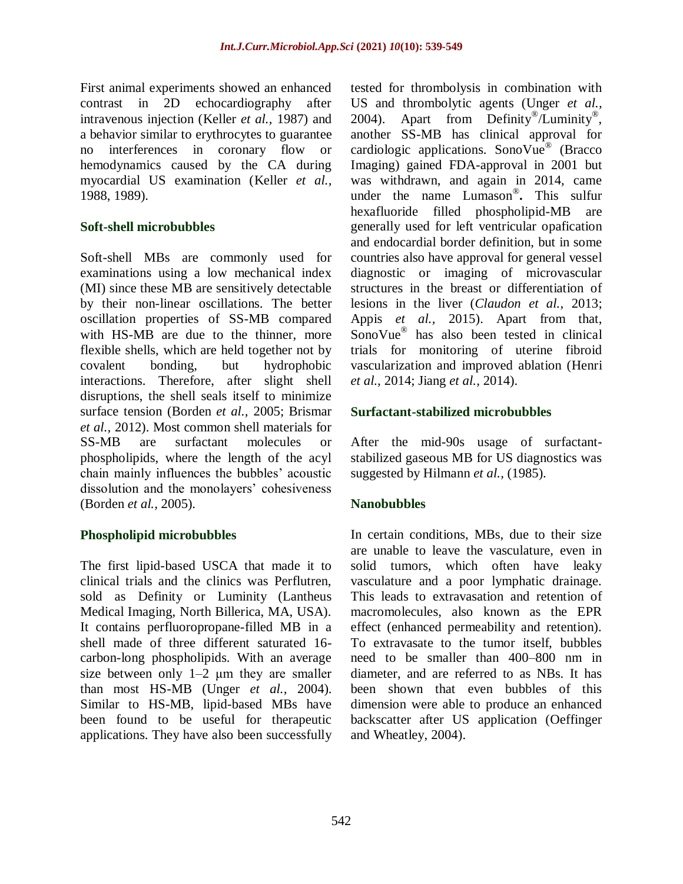First animal experiments showed an enhanced contrast in 2D echocardiography after intravenous injection (Keller *et al.,* 1987) and a behavior similar to erythrocytes to guarantee no interferences in coronary flow or hemodynamics caused by the CA during myocardial US examination (Keller *et al.,* 1988, 1989).

### Soft-shell microbubbles

Soft-shell MBs are commonly used for examinations using a low mechanical index (MI) since these MB are sensitively detectable by their non-linear oscillations. The better oscillation properties of SS-MB compared with HS-MB are due to the thinner, more flexible shells, which are held together not by covalent bonding, but hydrophobic interactions. Therefore, after slight shell disruptions, the shell seals itself to minimize surface tension (Borden *et al.,* 2005; Brismar *et al.,* 2012). Most common shell materials for SS-MB are surfactant molecules or phospholipids, where the length of the acyl chain mainly influences the bubbles' acoustic dissolution and the monolayers' cohesiveness (Borden *et al.,* 2005).

### Phospholipid microbubbles

The first lipid-based USCA that made it to clinical trials and the clinics was Perflutren, sold as Definity or Luminity (Lantheus Medical Imaging, North Billerica, MA, USA). It contains perfluoropropane-filled MB in a shell made of three different saturated 16-carbon-long phospholipids. With an average size between only 1–2 μm they are smaller than most HS-MB (Unger *et al.,* 2004). Similar to HS-MB, lipid-based MBs have been found to be useful for therapeutic applications. They have also been successfully tested for thrombolysis in combination with US and thrombolytic agents (Unger *et al.,* 2004). Apart from Definity®/Luminity®, another SS-MB has clinical approval for cardiologic applications. SonoVue® (Bracco Imaging) gained FDA-approval in 2001 but was withdrawn, and again in 2014, came under the name Lumason®**.** This sulfur hexafluoride filled phospholipid-MB are generally used for left ventricular opafication and endocardial border definition, but in some countries also have approval for general vessel diagnostic or imaging of microvascular structures in the breast or differentiation of lesions in the liver (*Claudon et al.,* 2013; Appis *et al.,* 2015). Apart from that, SonoVue® has also been tested in clinical trials for monitoring of uterine fibroid vascularization and improved ablation (Henri *et al.,* 2014; Jiang *et al.,* 2014).

### Surfactant-stabilized microbubbles

After the mid-90s usage of surfactant-stabilized gaseous MB for US diagnostics was suggested by Hilmann *et al.,* (1985).

### Nanobubbles

In certain conditions, MBs, due to their size are unable to leave the vasculature, even in solid tumors, which often have leaky vasculature and a poor lymphatic drainage. This leads to extravasation and retention of macromolecules, also known as the EPR effect (enhanced permeability and retention). To extravasate to the tumor itself, bubbles need to be smaller than 400–800 nm in diameter, and are referred to as NBs. It has been shown that even bubbles of this dimension were able to produce an enhanced backscatter after US application (Oeffinger and Wheatley, 2004).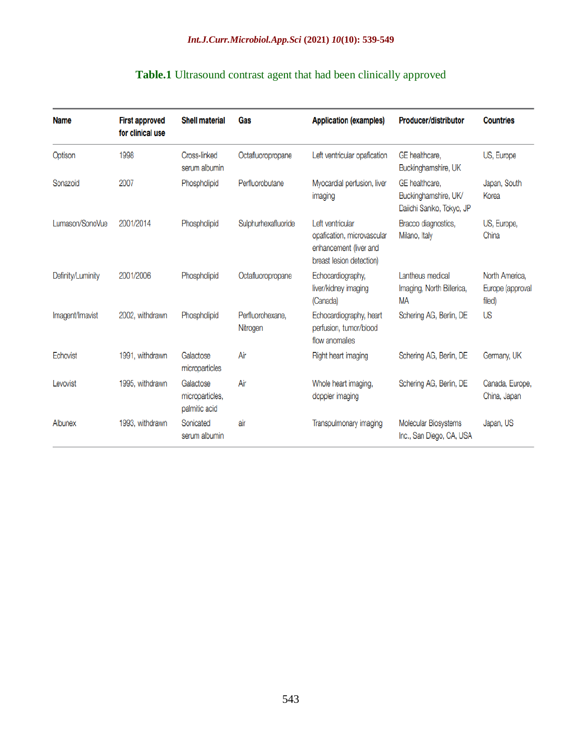**Table.1** Ultrasound contrast agent that had been clinically approved

| Name | First approved for clinical use | Shell material | Gas | Application (examples) | Producer/distributor | Countries |
|---|---|---|---|---|---|---|
| Optison | 1998 | Cross-linked serum albumin | Octafluoropropane | Left ventricular opafication | GE healthcare, Buckinghamshire, UK | US, Europe |
| Sonazoid | 2007 | Phospholipid | Perfluorobutane | Myocardial perfusion, liver imaging | GE healthcare, Buckinghamshire, UK/ Daiichi Saniko, Tokyo, JP | Japan, South Korea |
| Lumason/SonoVue | 2001/2014 | Phospholipid | Sulphurhexafluoride | Left ventricular opafication, microvascular enhancement (liver and breast lesion detection) | Bracco diagnostics, Milano, Italy | US, Europe, China |
| Definity/Luminity | 2001/2006 | Phospholipid | Octafluoropropane | Echocardiography, liver/kidney imaging (Canada) | Lantheus medical Imaging, North Billerica, MA | North America, Europe (approval filed) |
| Imagent/Imavist | 2002, withdrawn | Phospholipid | Perfluorohexane, Nitrogen | Echocardiography, heart perfusion, tumor/blood flow anomalies | Schering AG, Berlin, DE | US |
| Echovist | 1991, withdrawn | Galactose microparticles | Air | Right heart imaging | Schering AG, Berlin, DE | Germany, UK |
| Levovist | 1995, withdrawn | Galactose microparticles, palmitic acid | Air | Whole heart imaging, doppler imaging | Schering AG, Berlin, DE | Canada, Europe, China, Japan |
| Albunex | 1993, withdrawn | Sonicated serum albumin | air | Transpulmonary imaging | Molecular Biosystems Inc., San Diego, CA, USA | Japan, US |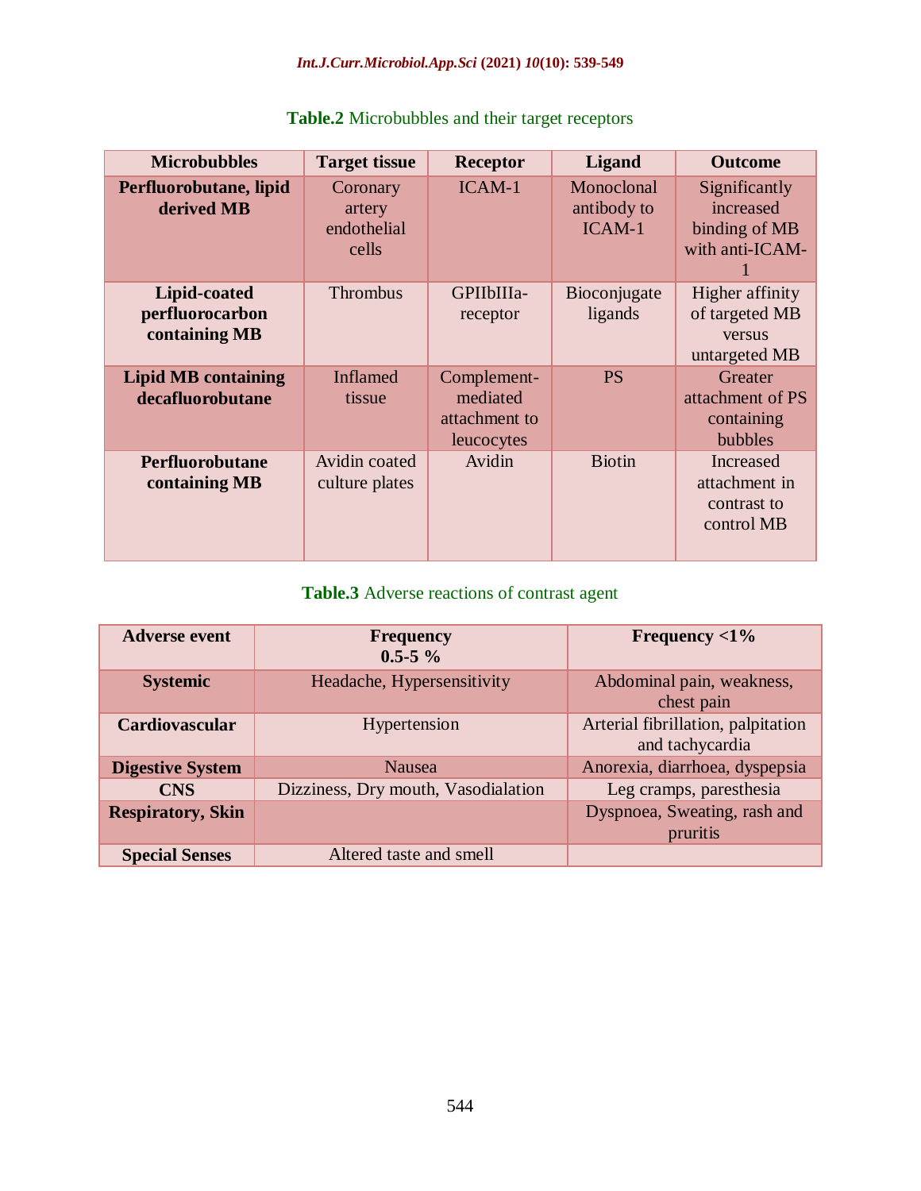**Table.2** Microbubbles and their target receptors

| Microbubbles | Target tissue | Receptor | Ligand | Outcome |
|---|---|---|---|---|
| **Perfluorobutane, lipid derived MB** | Coronary artery endothelial cells | ICAM-1 | Monoclonal antibody to ICAM-1 | Significantly increased binding of MB with anti-ICAM-1 |
| **Lipid-coated perfluorocarbon containing MB** | Thrombus | GPIIbIIIa-receptor | Bioconjugate ligands | Higher affinity of targeted MB versus untargeted MB |
| **Lipid MB containing decafluorobutane** | Inflamed tissue | Complement-mediated attachment to leucocytes | PS | Greater attachment of PS containing bubbles |
| **Perfluorobutane containing MB** | Avidin coated culture plates | Avidin | Biotin | Increased attachment in contrast to control MB |

**Table.3** Adverse reactions of contrast agent

| Adverse event | Frequency 0.5-5 % | Frequency <1% |
|---|---|---|
| **Systemic** | Headache, Hypersensitivity | Abdominal pain, weakness, chest pain |
| **Cardiovascular** | Hypertension | Arterial fibrillation, palpitation and tachycardia |
| **Digestive System** | Nausea | Anorexia, diarrhoea, dyspepsia |
| **CNS** | Dizziness, Dry mouth, Vasodialation | Leg cramps, paresthesia |
| **Respiratory, Skin** | | Dyspnoea, Sweating, rash and pruritis |
| **Special Senses** | Altered taste and smell | |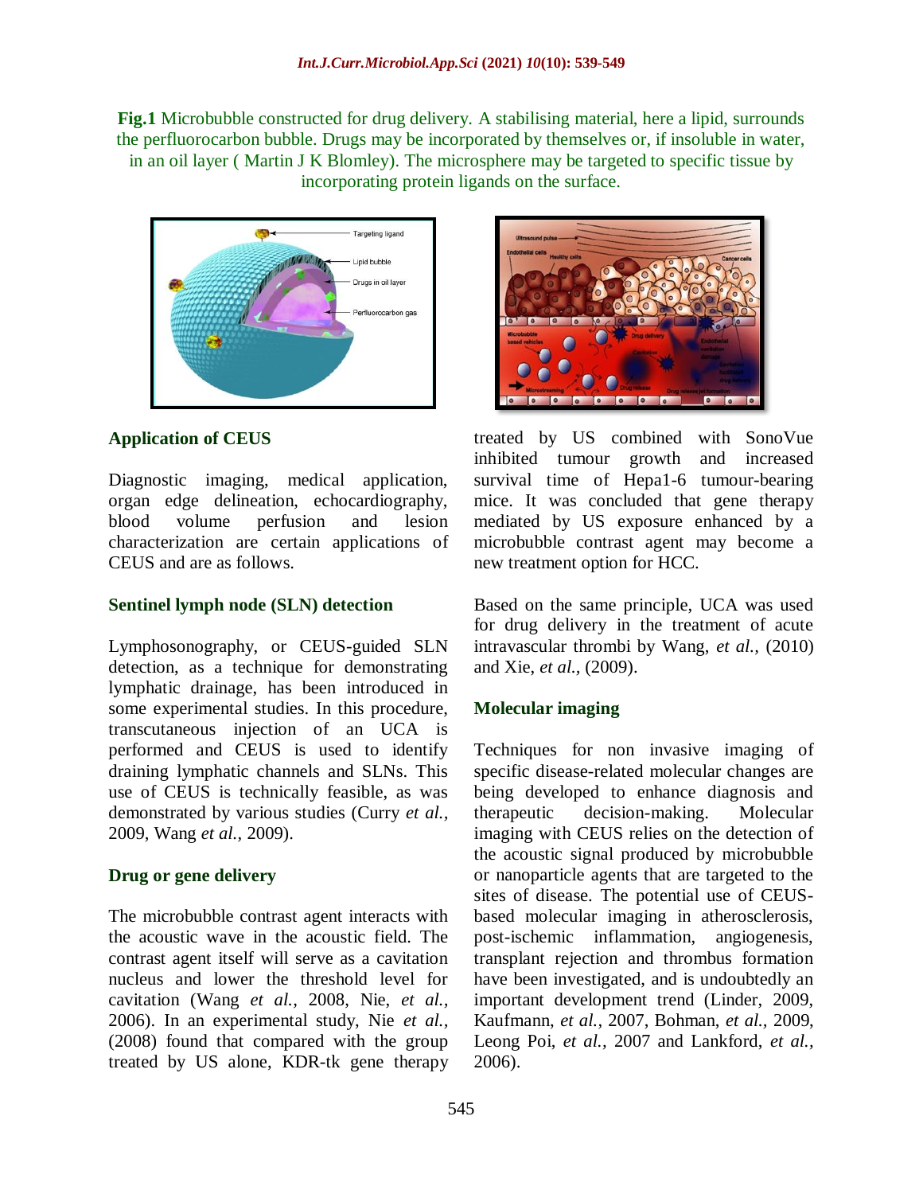**Fig.1** Microbubble constructed for drug delivery. A stabilising material, here a lipid, surrounds the perfluorocarbon bubble. Drugs may be incorporated by themselves or, if insoluble in water, in an oil layer ( Martin J K Blomley). The microsphere may be targeted to specific tissue by incorporating protein ligands on the surface.

### Application of CEUS

Diagnostic imaging, medical application, organ edge delineation, echocardiography, blood volume perfusion and lesion characterization are certain applications of CEUS and are as follows.

### Sentinel lymph node (SLN) detection

Lymphosonography, or CEUS-guided SLN detection, as a technique for demonstrating lymphatic drainage, has been introduced in some experimental studies. In this procedure, transcutaneous injection of an UCA is performed and CEUS is used to identify draining lymphatic channels and SLNs. This use of CEUS is technically feasible, as was demonstrated by various studies (Curry *et al.,* 2009, Wang *et al.,* 2009).

### Drug or gene delivery

The microbubble contrast agent interacts with the acoustic wave in the acoustic field. The contrast agent itself will serve as a cavitation nucleus and lower the threshold level for cavitation (Wang *et al.,* 2008, Nie, *et al.,* 2006). In an experimental study, Nie *et al.,* (2008) found that compared with the group treated by US alone, KDR-tk gene therapy treated by US combined with SonoVue inhibited tumour growth and increased survival time of Hepa1-6 tumour-bearing mice. It was concluded that gene therapy mediated by US exposure enhanced by a microbubble contrast agent may become a new treatment option for HCC.

Based on the same principle, UCA was used for drug delivery in the treatment of acute intravascular thrombi by Wang, *et al.,* (2010) and Xie, *et al.,* (2009).

### Molecular imaging

Techniques for non invasive imaging of specific disease-related molecular changes are being developed to enhance diagnosis and therapeutic decision-making. Molecular imaging with CEUS relies on the detection of the acoustic signal produced by microbubble or nanoparticle agents that are targeted to the sites of disease. The potential use of CEUS-based molecular imaging in atherosclerosis, post-ischemic inflammation, angiogenesis, transplant rejection and thrombus formation have been investigated, and is undoubtedly an important development trend (Linder, 2009, Kaufmann, *et al.,* 2007, Bohman, *et al.,* 2009, Leong Poi, *et al.,* 2007 and Lankford, *et al.,* 2006).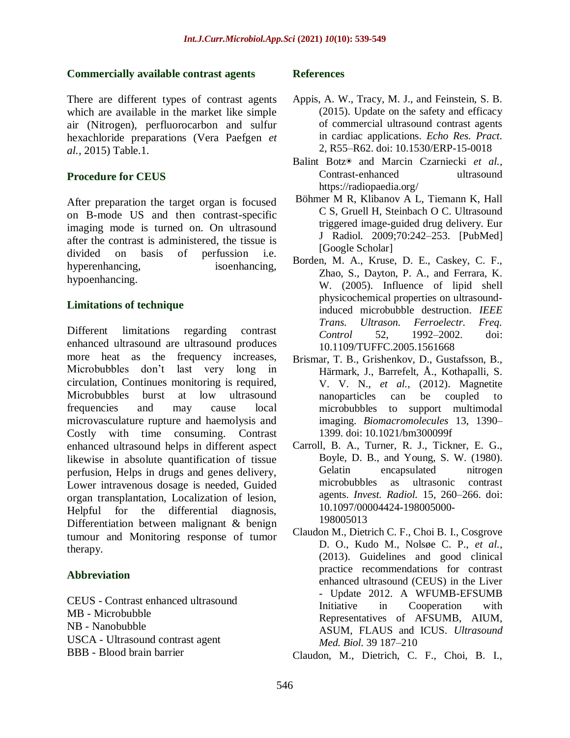### Commercially available contrast agents

There are different types of contrast agents which are available in the market like simple air (Nitrogen), perfluorocarbon and sulfur hexachloride preparations (Vera Paefgen *et al.*, 2015) Table.1.

### Procedure for CEUS

After preparation the target organ is focused on B-mode US and then contrast-specific imaging mode is turned on. On ultrasound after the contrast is administered, the tissue is divided on basis of perfussion i.e. hyperenhancing, isoenhancing, hypoenhancing.

### Limitations of technique

Different limitations regarding contrast enhanced ultrasound are ultrasound produces more heat as the frequency increases, Microbubbles don't last very long in circulation, Continues monitoring is required, Microbubbles burst at low ultrasound frequencies and may cause local microvasculature rupture and haemolysis and Costly with time consuming. Contrast enhanced ultrasound helps in different aspect likewise in absolute quantification of tissue perfusion, Helps in drugs and genes delivery, Lower intravenous dosage is needed, Guided organ transplantation, Localization of lesion, Helpful for the differential diagnosis, Differentiation between malignant & benign tumour and Monitoring response of tumor therapy.

### Abbreviation

CEUS - Contrast enhanced ultrasound
MB - Microbubble
NB - Nanobubble
USCA - Ultrasound contrast agent
BBB - Blood brain barrier

### References

Appis, A. W., Tracy, M. J., and Feinstein, S. B. (2015). Update on the safety and efficacy of commercial ultrasound contrast agents in cardiac applications. *Echo Res. Pract.* 2, R55–R62. doi: 10.1530/ERP-15-0018

Balint Botz◉ and Marcin Czarniecki *et al.,* Contrast-enhanced ultrasound https://radiopaedia.org/

Böhmer M R, Klibanov A L, Tiemann K, Hall C S, Gruell H, Steinbach O C. Ultrasound triggered image-guided drug delivery. Eur J Radiol. 2009;70:242–253. [PubMed] [Google Scholar]

Borden, M. A., Kruse, D. E., Caskey, C. F., Zhao, S., Dayton, P. A., and Ferrara, K. W. (2005). Influence of lipid shell physicochemical properties on ultrasound-induced microbubble destruction. *IEEE Trans. Ultrason. Ferroelectr. Freq. Control* 52, 1992–2002. doi: 10.1109/TUFFC.2005.1561668

Brismar, T. B., Grishenkov, D., Gustafsson, B., Härmark, J., Barrefelt, Å., Kothapalli, S. V. V. N., *et al.,* (2012). Magnetite nanoparticles can be coupled to microbubbles to support multimodal imaging. *Biomacromolecules* 13, 1390–1399. doi: 10.1021/bm300099f

Carroll, B. A., Turner, R. J., Tickner, E. G., Boyle, D. B., and Young, S. W. (1980). Gelatin encapsulated nitrogen microbubbles as ultrasonic contrast agents. *Invest. Radiol.* 15, 260–266. doi: 10.1097/00004424-198005000-198005013

Claudon M., Dietrich C. F., Choi B. I., Cosgrove D. O., Kudo M., Nolsøe C. P., *et al.,* (2013). Guidelines and good clinical practice recommendations for contrast enhanced ultrasound (CEUS) in the Liver - Update 2012. A WFUMB-EFSUMB Initiative in Cooperation with Representatives of AFSUMB, AIUM, ASUM, FLAUS and ICUS. *Ultrasound Med. Biol.* 39 187–210

Claudon, M., Dietrich, C. F., Choi, B. I.,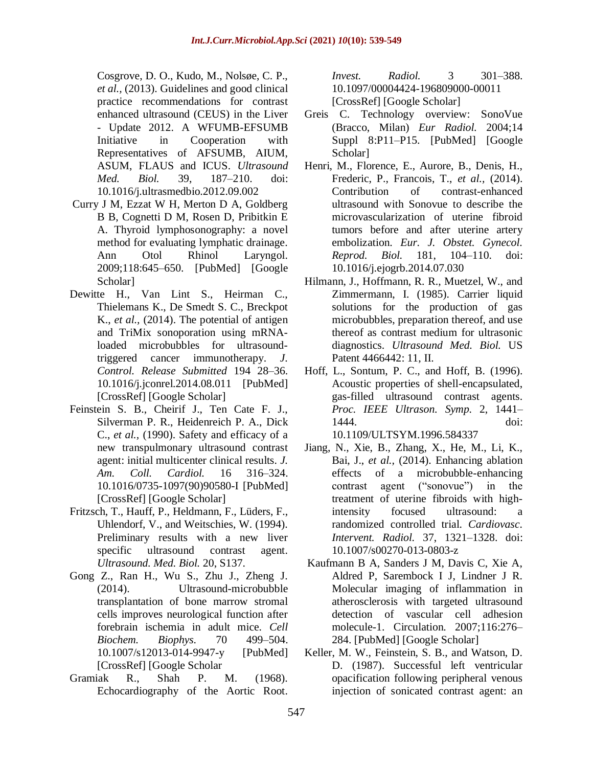Cosgrove, D. O., Kudo, M., Nolsøe, C. P., *et al.,* (2013). Guidelines and good clinical practice recommendations for contrast enhanced ultrasound (CEUS) in the Liver - Update 2012. A WFUMB-EFSUMB Initiative in Cooperation with Representatives of AFSUMB, AIUM, ASUM, FLAUS and ICUS. *Ultrasound Med. Biol.* 39, 187–210. doi: 10.1016/j.ultrasmedbio.2012.09.002

Curry J M, Ezzat W H, Merton D A, Goldberg B B, Cognetti D M, Rosen D, Pribitkin E A. Thyroid lymphosonography: a novel method for evaluating lymphatic drainage. Ann Otol Rhinol Laryngol. 2009;118:645–650. [PubMed] [Google Scholar]

Dewitte H., Van Lint S., Heirman C., Thielemans K., De Smedt S. C., Breckpot K., *et al.,* (2014). The potential of antigen and TriMix sonoporation using mRNA-loaded microbubbles for ultrasound-triggered cancer immunotherapy. *J. Control. Release Submitted* 194 28–36. 10.1016/j.jconrel.2014.08.011 [PubMed] [CrossRef] [Google Scholar]

Feinstein S. B., Cheirif J., Ten Cate F. J., Silverman P. R., Heidenreich P. A., Dick C., *et al.,* (1990). Safety and efficacy of a new transpulmonary ultrasound contrast agent: initial multicenter clinical results. *J. Am. Coll. Cardiol.* 16 316–324. 10.1016/0735-1097(90)90580-I [PubMed] [CrossRef] [Google Scholar]

Fritzsch, T., Hauff, P., Heldmann, F., Lüders, F., Uhlendorf, V., and Weitschies, W. (1994). Preliminary results with a new liver specific ultrasound contrast agent. *Ultrasound. Med. Biol.* 20, S137.

Gong Z., Ran H., Wu S., Zhu J., Zheng J. (2014). Ultrasound-microbubble transplantation of bone marrow stromal cells improves neurological function after forebrain ischemia in adult mice. *Cell Biochem. Biophys.* 70 499–504. 10.1007/s12013-014-9947-y [PubMed] [CrossRef] [Google Scholar

Gramiak R., Shah P. M. (1968). Echocardiography of the Aortic Root. *Invest. Radiol.* 3 301–388. 10.1097/00004424-196809000-00011 [CrossRef] [Google Scholar]

Greis C. Technology overview: SonoVue (Bracco, Milan) *Eur Radiol.* 2004;14 Suppl 8:P11–P15. [PubMed] [Google Scholar]

Henri, M., Florence, E., Aurore, B., Denis, H., Frederic, P., Francois, T., *et al.,* (2014). Contribution of contrast-enhanced ultrasound with Sonovue to describe the microvascularization of uterine fibroid tumors before and after uterine artery embolization. *Eur. J. Obstet. Gynecol. Reprod. Biol.* 181, 104–110. doi: 10.1016/j.ejogrb.2014.07.030

Hilmann, J., Hoffmann, R. R., Muetzel, W., and Zimmermann, I. (1985). Carrier liquid solutions for the production of gas microbubbles, preparation thereof, and use thereof as contrast medium for ultrasonic diagnostics. *Ultrasound Med. Biol.* US Patent 4466442: 11, II.

Hoff, L., Sontum, P. C., and Hoff, B. (1996). Acoustic properties of shell-encapsulated, gas-filled ultrasound contrast agents. *Proc. IEEE Ultrason. Symp.* 2, 1441–1444. doi: 10.1109/ULTSYM.1996.584337

Jiang, N., Xie, B., Zhang, X., He, M., Li, K., Bai, J., *et al.,* (2014). Enhancing ablation effects of a microbubble-enhancing contrast agent ("sonovue") in the treatment of uterine fibroids with high-intensity focused ultrasound: a randomized controlled trial. *Cardiovasc. Intervent. Radiol.* 37, 1321–1328. doi: 10.1007/s00270-013-0803-z

Kaufmann B A, Sanders J M, Davis C, Xie A, Aldred P, Sarembock I J, Lindner J R. Molecular imaging of inflammation in atherosclerosis with targeted ultrasound detection of vascular cell adhesion molecule-1. Circulation. 2007;116:276–284. [PubMed] [Google Scholar]

Keller, M. W., Feinstein, S. B., and Watson, D. D. (1987). Successful left ventricular opacification following peripheral venous injection of sonicated contrast agent: an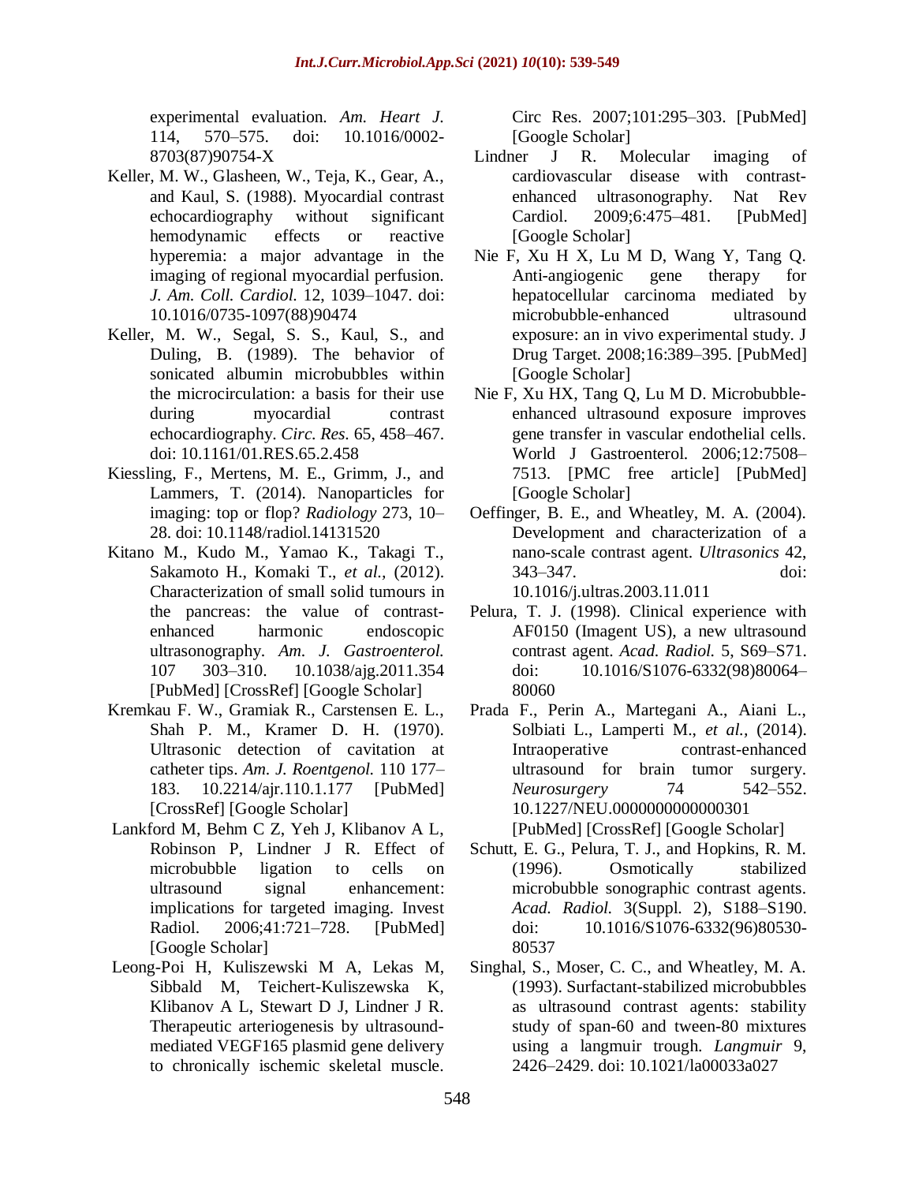experimental evaluation. *Am. Heart J.* 114, 570–575. doi: 10.1016/0002-8703(87)90754-X

Keller, M. W., Glasheen, W., Teja, K., Gear, A., and Kaul, S. (1988). Myocardial contrast echocardiography without significant hemodynamic effects or reactive hyperemia: a major advantage in the imaging of regional myocardial perfusion. *J. Am. Coll. Cardiol.* 12, 1039–1047. doi: 10.1016/0735-1097(88)90474

Keller, M. W., Segal, S. S., Kaul, S., and Duling, B. (1989). The behavior of sonicated albumin microbubbles within the microcirculation: a basis for their use during myocardial contrast echocardiography. *Circ. Res.* 65, 458–467. doi: 10.1161/01.RES.65.2.458

Kiessling, F., Mertens, M. E., Grimm, J., and Lammers, T. (2014). Nanoparticles for imaging: top or flop? *Radiology* 273, 10–28. doi: 10.1148/radiol.14131520

Kitano M., Kudo M., Yamao K., Takagi T., Sakamoto H., Komaki T., *et al.,* (2012). Characterization of small solid tumours in the pancreas: the value of contrast-enhanced harmonic endoscopic ultrasonography. *Am. J. Gastroenterol.* 107 303–310. 10.1038/ajg.2011.354 [PubMed] [CrossRef] [Google Scholar]

Kremkau F. W., Gramiak R., Carstensen E. L., Shah P. M., Kramer D. H. (1970). Ultrasonic detection of cavitation at catheter tips. *Am. J. Roentgenol.* 110 177–183. 10.2214/ajr.110.1.177 [PubMed] [CrossRef] [Google Scholar]

Lankford M, Behm C Z, Yeh J, Klibanov A L, Robinson P, Lindner J R. Effect of microbubble ligation to cells on ultrasound signal enhancement: implications for targeted imaging. Invest Radiol. 2006;41:721–728. [PubMed] [Google Scholar]

Leong-Poi H, Kuliszewski M A, Lekas M, Sibbald M, Teichert-Kuliszewska K, Klibanov A L, Stewart D J, Lindner J R. Therapeutic arteriogenesis by ultrasound-mediated VEGF165 plasmid gene delivery to chronically ischemic skeletal muscle. Circ Res. 2007;101:295–303. [PubMed] [Google Scholar]

Lindner J R. Molecular imaging of cardiovascular disease with contrast-enhanced ultrasonography. Nat Rev Cardiol. 2009;6:475–481. [PubMed] [Google Scholar]

Nie F, Xu H X, Lu M D, Wang Y, Tang Q. Anti-angiogenic gene therapy for hepatocellular carcinoma mediated by microbubble-enhanced ultrasound exposure: an in vivo experimental study. J Drug Target. 2008;16:389–395. [PubMed] [Google Scholar]

Nie F, Xu HX, Tang Q, Lu M D. Microbubble-enhanced ultrasound exposure improves gene transfer in vascular endothelial cells. World J Gastroenterol. 2006;12:7508–7513. [PMC free article] [PubMed] [Google Scholar]

Oeffinger, B. E., and Wheatley, M. A. (2004). Development and characterization of a nano-scale contrast agent. *Ultrasonics* 42, 343–347. doi: 10.1016/j.ultras.2003.11.011

Pelura, T. J. (1998). Clinical experience with AF0150 (Imagent US), a new ultrasound contrast agent. *Acad. Radiol.* 5, S69–S71. doi: 10.1016/S1076-6332(98)80064–80060

Prada F., Perin A., Martegani A., Aiani L., Solbiati L., Lamperti M., *et al.,* (2014). Intraoperative contrast-enhanced ultrasound for brain tumor surgery. *Neurosurgery* 74 542–552. 10.1227/NEU.0000000000000301 [PubMed] [CrossRef] [Google Scholar]

Schutt, E. G., Pelura, T. J., and Hopkins, R. M. (1996). Osmotically stabilized microbubble sonographic contrast agents. *Acad. Radiol.* 3(Suppl. 2), S188–S190. doi: 10.1016/S1076-6332(96)80530-80537

Singhal, S., Moser, C. C., and Wheatley, M. A. (1993). Surfactant-stabilized microbubbles as ultrasound contrast agents: stability study of span-60 and tween-80 mixtures using a langmuir trough. *Langmuir* 9, 2426–2429. doi: 10.1021/la00033a027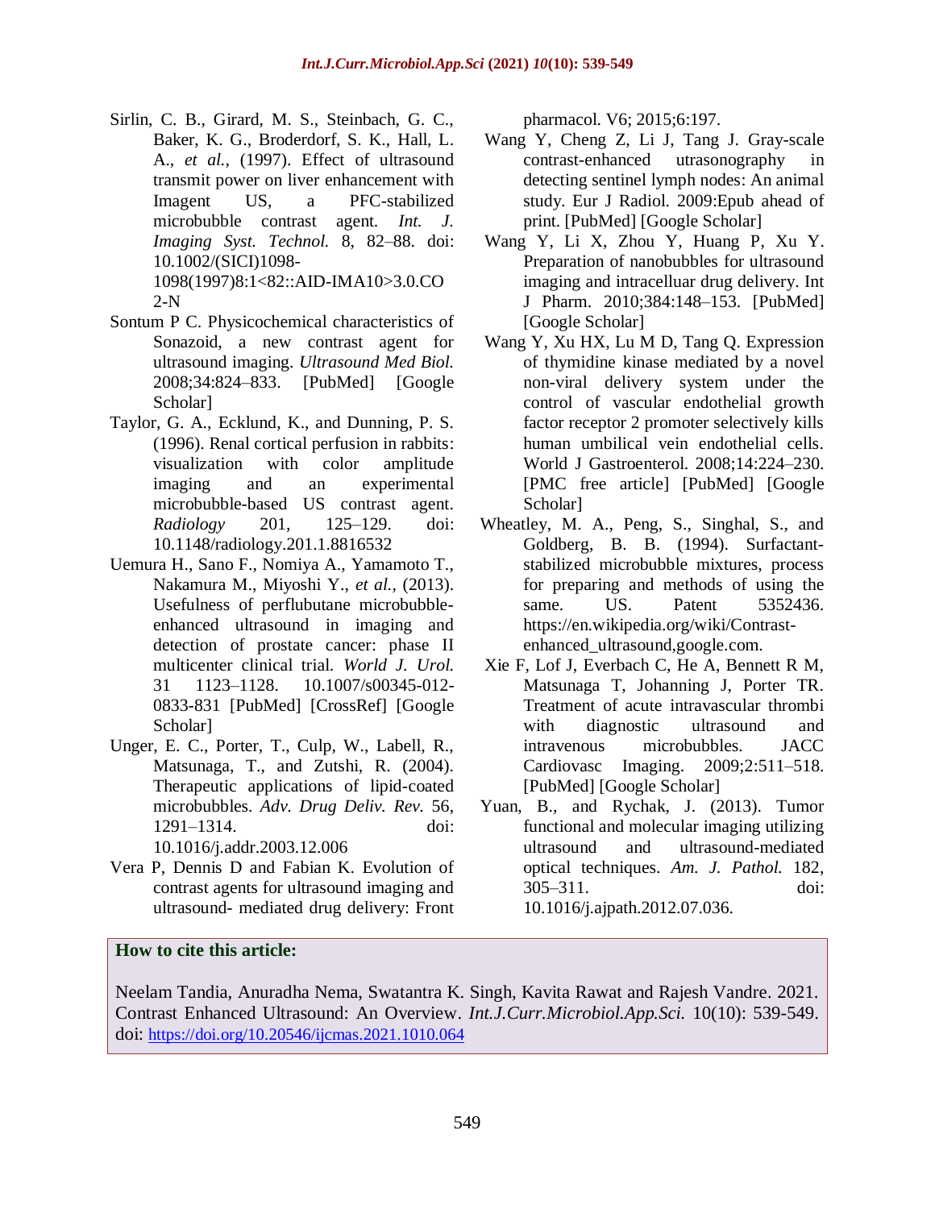Sirlin, C. B., Girard, M. S., Steinbach, G. C., Baker, K. G., Broderdorf, S. K., Hall, L. A., *et al.*, (1997). Effect of ultrasound transmit power on liver enhancement with Imagent US, a PFC-stabilized microbubble contrast agent. *Int. J. Imaging Syst. Technol.* 8, 82–88. doi: 10.1002/(SICI)1098-1098(1997)8:1<82::AID-IMA10>3.0.CO 2-N

Sontum P C. Physicochemical characteristics of Sonazoid, a new contrast agent for ultrasound imaging. *Ultrasound Med Biol.* 2008;34:824–833. [PubMed] [Google Scholar]

Taylor, G. A., Ecklund, K., and Dunning, P. S. (1996). Renal cortical perfusion in rabbits: visualization with color amplitude imaging and an experimental microbubble-based US contrast agent. *Radiology* 201, 125–129. doi: 10.1148/radiology.201.1.8816532

Uemura H., Sano F., Nomiya A., Yamamoto T., Nakamura M., Miyoshi Y., *et al.*, (2013). Usefulness of perflubutane microbubble-enhanced ultrasound in imaging and detection of prostate cancer: phase II multicenter clinical trial. *World J. Urol.* 31 1123–1128. 10.1007/s00345-012-0833-831 [PubMed] [CrossRef] [Google Scholar]

Unger, E. C., Porter, T., Culp, W., Labell, R., Matsunaga, T., and Zutshi, R. (2004). Therapeutic applications of lipid-coated microbubbles. *Adv. Drug Deliv. Rev.* 56, 1291–1314. doi: 10.1016/j.addr.2003.12.006

Vera P, Dennis D and Fabian K. Evolution of contrast agents for ultrasound imaging and ultrasound- mediated drug delivery: Front pharmacol. V6; 2015;6:197.

Wang Y, Cheng Z, Li J, Tang J. Gray-scale contrast-enhanced utrasonography in detecting sentinel lymph nodes: An animal study. Eur J Radiol. 2009:Epub ahead of print. [PubMed] [Google Scholar]

Wang Y, Li X, Zhou Y, Huang P, Xu Y. Preparation of nanobubbles for ultrasound imaging and intracelluar drug delivery. Int J Pharm. 2010;384:148–153. [PubMed] [Google Scholar]

Wang Y, Xu HX, Lu M D, Tang Q. Expression of thymidine kinase mediated by a novel non-viral delivery system under the control of vascular endothelial growth factor receptor 2 promoter selectively kills human umbilical vein endothelial cells. World J Gastroenterol. 2008;14:224–230. [PMC free article] [PubMed] [Google Scholar]

Wheatley, M. A., Peng, S., Singhal, S., and Goldberg, B. B. (1994). Surfactant-stabilized microbubble mixtures, process for preparing and methods of using the same. US. Patent 5352436. https://en.wikipedia.org/wiki/Contrast-enhanced_ultrasound,google.com.

Xie F, Lof J, Everbach C, He A, Bennett R M, Matsunaga T, Johanning J, Porter TR. Treatment of acute intravascular thrombi with diagnostic ultrasound and intravenous microbubbles. JACC Cardiovasc Imaging. 2009;2:511–518. [PubMed] [Google Scholar]

Yuan, B., and Rychak, J. (2013). Tumor functional and molecular imaging utilizing ultrasound and ultrasound-mediated optical techniques. *Am. J. Pathol.* 182, 305–311. doi: 10.1016/j.ajpath.2012.07.036.

**How to cite this article:**

Neelam Tandia, Anuradha Nema, Swatantra K. Singh, Kavita Rawat and Rajesh Vandre. 2021. Contrast Enhanced Ultrasound: An Overview. *Int.J.Curr.Microbiol.App.Sci.* 10(10): 539-549. doi: https://doi.org/10.20546/ijcmas.2021.1010.064